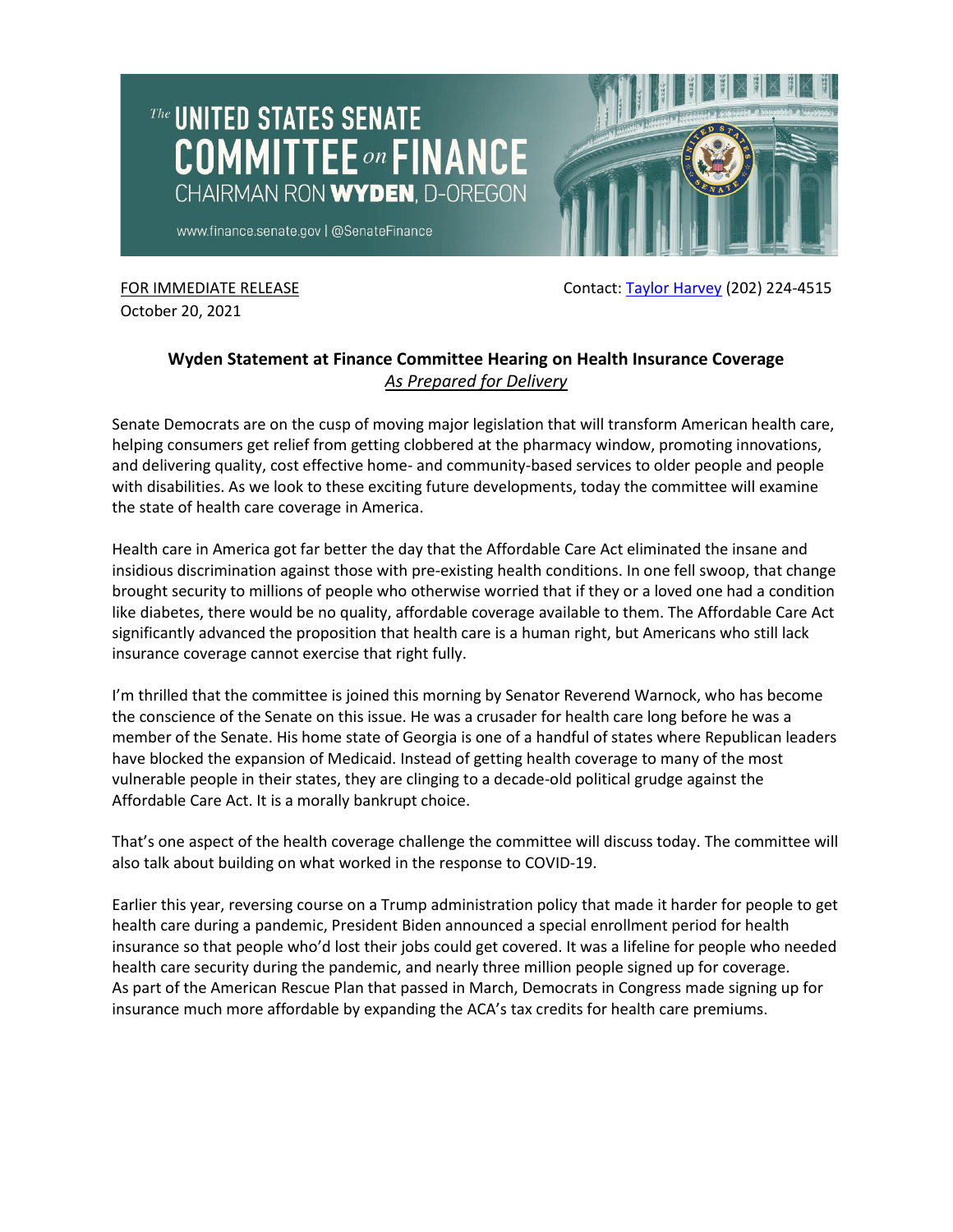The UNITED STATES SENATE
COMMITTEE on FINANCE
CHAIRMAN RON **WYDEN**, D-OREGON

www.finance.senate.gov | @SenateFinance

FOR IMMEDIATE RELEASE
October 20, 2021

Contact: [Taylor Harvey](mailto:) (202) 224-4515

**Wyden Statement at Finance Committee Hearing on Health Insurance Coverage**
*As Prepared for Delivery*

Senate Democrats are on the cusp of moving major legislation that will transform American health care, helping consumers get relief from getting clobbered at the pharmacy window, promoting innovations, and delivering quality, cost effective home- and community-based services to older people and people with disabilities. As we look to these exciting future developments, today the committee will examine the state of health care coverage in America.

Health care in America got far better the day that the Affordable Care Act eliminated the insane and insidious discrimination against those with pre-existing health conditions. In one fell swoop, that change brought security to millions of people who otherwise worried that if they or a loved one had a condition like diabetes, there would be no quality, affordable coverage available to them. The Affordable Care Act significantly advanced the proposition that health care is a human right, but Americans who still lack insurance coverage cannot exercise that right fully.

I'm thrilled that the committee is joined this morning by Senator Reverend Warnock, who has become the conscience of the Senate on this issue. He was a crusader for health care long before he was a member of the Senate. His home state of Georgia is one of a handful of states where Republican leaders have blocked the expansion of Medicaid. Instead of getting health coverage to many of the most vulnerable people in their states, they are clinging to a decade-old political grudge against the Affordable Care Act. It is a morally bankrupt choice.

That's one aspect of the health coverage challenge the committee will discuss today. The committee will also talk about building on what worked in the response to COVID-19.

Earlier this year, reversing course on a Trump administration policy that made it harder for people to get health care during a pandemic, President Biden announced a special enrollment period for health insurance so that people who'd lost their jobs could get covered. It was a lifeline for people who needed health care security during the pandemic, and nearly three million people signed up for coverage.
As part of the American Rescue Plan that passed in March, Democrats in Congress made signing up for insurance much more affordable by expanding the ACA's tax credits for health care premiums.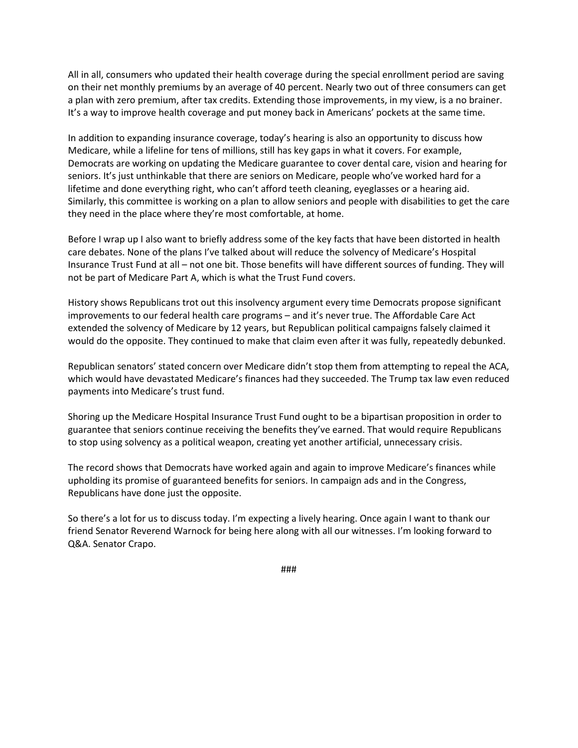All in all, consumers who updated their health coverage during the special enrollment period are saving on their net monthly premiums by an average of 40 percent. Nearly two out of three consumers can get a plan with zero premium, after tax credits. Extending those improvements, in my view, is a no brainer. It's a way to improve health coverage and put money back in Americans' pockets at the same time.

In addition to expanding insurance coverage, today's hearing is also an opportunity to discuss how Medicare, while a lifeline for tens of millions, still has key gaps in what it covers. For example, Democrats are working on updating the Medicare guarantee to cover dental care, vision and hearing for seniors. It's just unthinkable that there are seniors on Medicare, people who've worked hard for a lifetime and done everything right, who can't afford teeth cleaning, eyeglasses or a hearing aid. Similarly, this committee is working on a plan to allow seniors and people with disabilities to get the care they need in the place where they're most comfortable, at home.

Before I wrap up I also want to briefly address some of the key facts that have been distorted in health care debates. None of the plans I've talked about will reduce the solvency of Medicare's Hospital Insurance Trust Fund at all – not one bit. Those benefits will have different sources of funding. They will not be part of Medicare Part A, which is what the Trust Fund covers.

History shows Republicans trot out this insolvency argument every time Democrats propose significant improvements to our federal health care programs – and it's never true. The Affordable Care Act extended the solvency of Medicare by 12 years, but Republican political campaigns falsely claimed it would do the opposite. They continued to make that claim even after it was fully, repeatedly debunked.

Republican senators' stated concern over Medicare didn't stop them from attempting to repeal the ACA, which would have devastated Medicare's finances had they succeeded. The Trump tax law even reduced payments into Medicare's trust fund.

Shoring up the Medicare Hospital Insurance Trust Fund ought to be a bipartisan proposition in order to guarantee that seniors continue receiving the benefits they've earned. That would require Republicans to stop using solvency as a political weapon, creating yet another artificial, unnecessary crisis.

The record shows that Democrats have worked again and again to improve Medicare's finances while upholding its promise of guaranteed benefits for seniors. In campaign ads and in the Congress, Republicans have done just the opposite.

So there's a lot for us to discuss today. I'm expecting a lively hearing. Once again I want to thank our friend Senator Reverend Warnock for being here along with all our witnesses. I'm looking forward to Q&A. Senator Crapo.

###